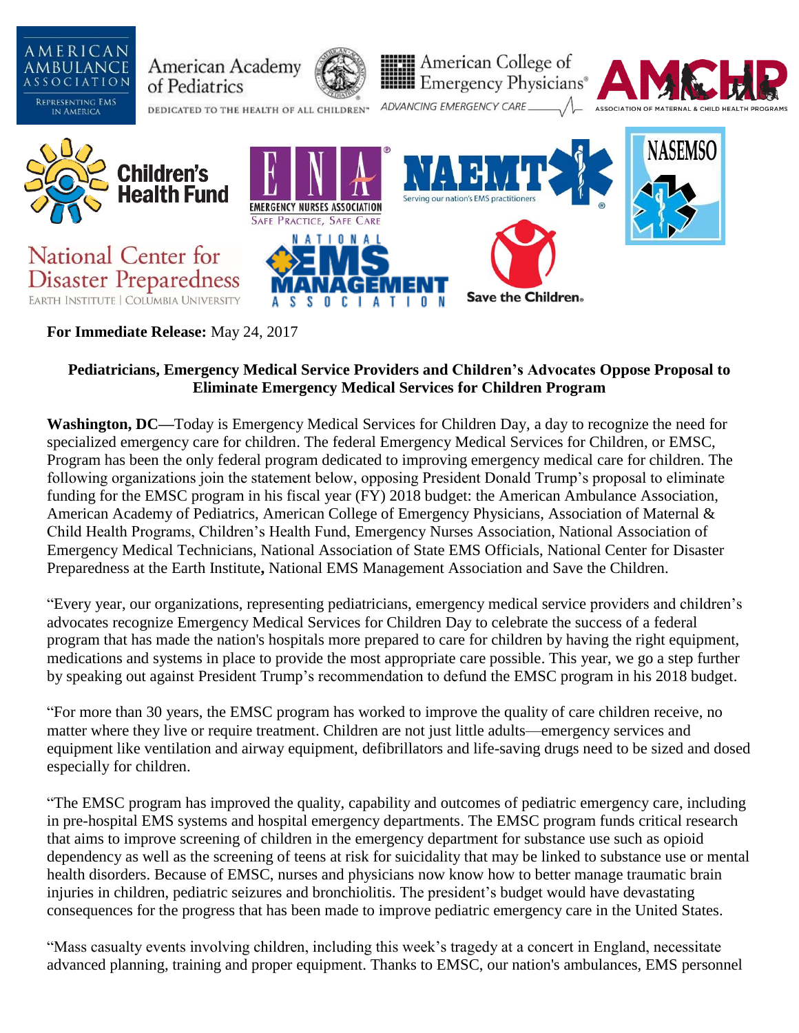**For Immediate Release:** May 24, 2017

**Pediatricians, Emergency Medical Service Providers and Children's Advocates Oppose Proposal to Eliminate Emergency Medical Services for Children Program**

**Washington, DC—**Today is Emergency Medical Services for Children Day, a day to recognize the need for specialized emergency care for children. The federal Emergency Medical Services for Children, or EMSC, Program has been the only federal program dedicated to improving emergency medical care for children. The following organizations join the statement below, opposing President Donald Trump's proposal to eliminate funding for the EMSC program in his fiscal year (FY) 2018 budget: the American Ambulance Association, American Academy of Pediatrics, American College of Emergency Physicians, Association of Maternal & Child Health Programs, Children's Health Fund, Emergency Nurses Association, National Association of Emergency Medical Technicians, National Association of State EMS Officials, National Center for Disaster Preparedness at the Earth Institute**,** National EMS Management Association and Save the Children.

"Every year, our organizations, representing pediatricians, emergency medical service providers and children's advocates recognize Emergency Medical Services for Children Day to celebrate the success of a federal program that has made the nation's hospitals more prepared to care for children by having the right equipment, medications and systems in place to provide the most appropriate care possible. This year, we go a step further by speaking out against President Trump's recommendation to defund the EMSC program in his 2018 budget.

"For more than 30 years, the EMSC program has worked to improve the quality of care children receive, no matter where they live or require treatment. Children are not just little adults—emergency services and equipment like ventilation and airway equipment, defibrillators and life-saving drugs need to be sized and dosed especially for children.

"The EMSC program has improved the quality, capability and outcomes of pediatric emergency care, including in pre-hospital EMS systems and hospital emergency departments. The EMSC program funds critical research that aims to improve screening of children in the emergency department for substance use such as opioid dependency as well as the screening of teens at risk for suicidality that may be linked to substance use or mental health disorders. Because of EMSC, nurses and physicians now know how to better manage traumatic brain injuries in children, pediatric seizures and bronchiolitis. The president's budget would have devastating consequences for the progress that has been made to improve pediatric emergency care in the United States.

"Mass casualty events involving children, including this week's tragedy at a concert in England, necessitate advanced planning, training and proper equipment. Thanks to EMSC, our nation's ambulances, EMS personnel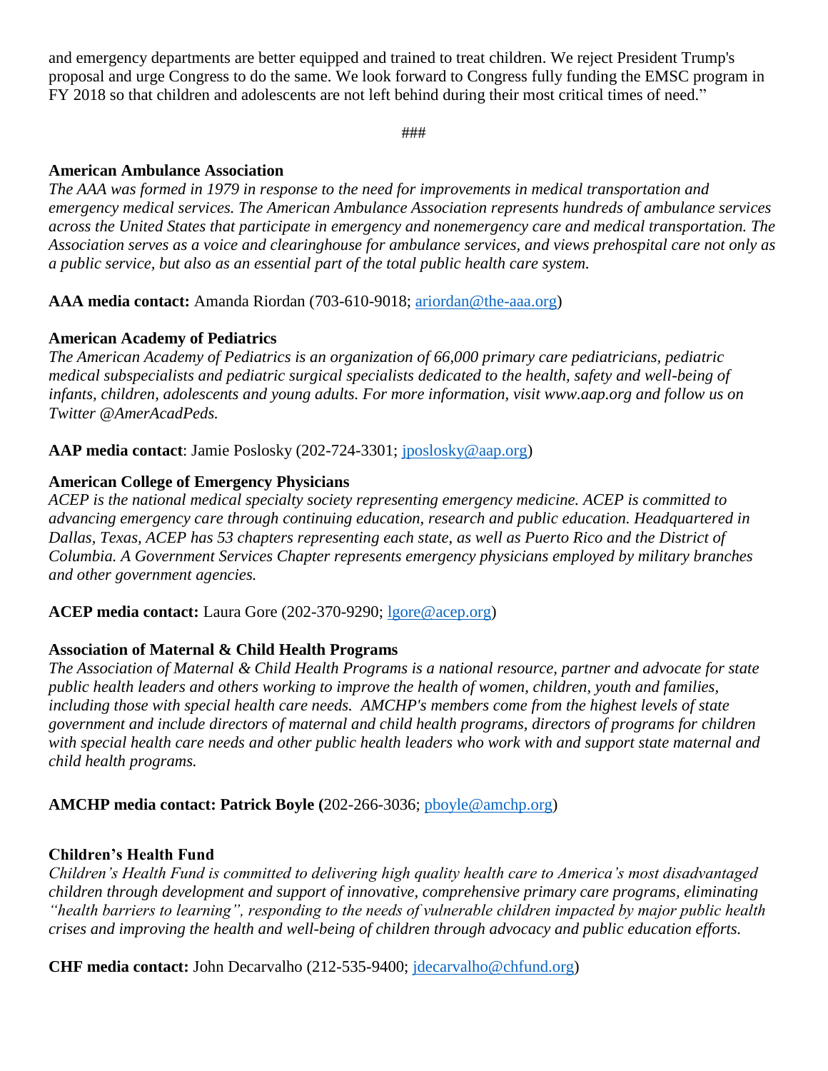and emergency departments are better equipped and trained to treat children. We reject President Trump's proposal and urge Congress to do the same. We look forward to Congress fully funding the EMSC program in FY 2018 so that children and adolescents are not left behind during their most critical times of need."

###

**American Ambulance Association**
*The AAA was formed in 1979 in response to the need for improvements in medical transportation and emergency medical services. The American Ambulance Association represents hundreds of ambulance services across the United States that participate in emergency and nonemergency care and medical transportation. The Association serves as a voice and clearinghouse for ambulance services, and views prehospital care not only as a public service, but also as an essential part of the total public health care system.*

**AAA media contact:** Amanda Riordan (703-610-9018; ariordan@the-aaa.org)

**American Academy of Pediatrics**
*The American Academy of Pediatrics is an organization of 66,000 primary care pediatricians, pediatric medical subspecialists and pediatric surgical specialists dedicated to the health, safety and well-being of infants, children, adolescents and young adults. For more information, visit www.aap.org and follow us on Twitter @AmerAcadPeds.*

**AAP media contact**: Jamie Poslosky (202-724-3301; jposlosky@aap.org)

**American College of Emergency Physicians**
*ACEP is the national medical specialty society representing emergency medicine. ACEP is committed to advancing emergency care through continuing education, research and public education. Headquartered in Dallas, Texas, ACEP has 53 chapters representing each state, as well as Puerto Rico and the District of Columbia. A Government Services Chapter represents emergency physicians employed by military branches and other government agencies.*

**ACEP media contact:** Laura Gore (202-370-9290; lgore@acep.org)

**Association of Maternal & Child Health Programs**
*The Association of Maternal & Child Health Programs is a national resource, partner and advocate for state public health leaders and others working to improve the health of women, children, youth and families, including those with special health care needs. AMCHP's members come from the highest levels of state government and include directors of maternal and child health programs, directors of programs for children with special health care needs and other public health leaders who work with and support state maternal and child health programs.*

**AMCHP media contact: Patrick Boyle (**202-266-3036; pboyle@amchp.org)

**Children's Health Fund**
*Children's Health Fund is committed to delivering high quality health care to America's most disadvantaged children through development and support of innovative, comprehensive primary care programs, eliminating "health barriers to learning", responding to the needs of vulnerable children impacted by major public health crises and improving the health and well-being of children through advocacy and public education efforts.*

**CHF media contact:** John Decarvalho (212-535-9400; jdecarvalho@chfund.org)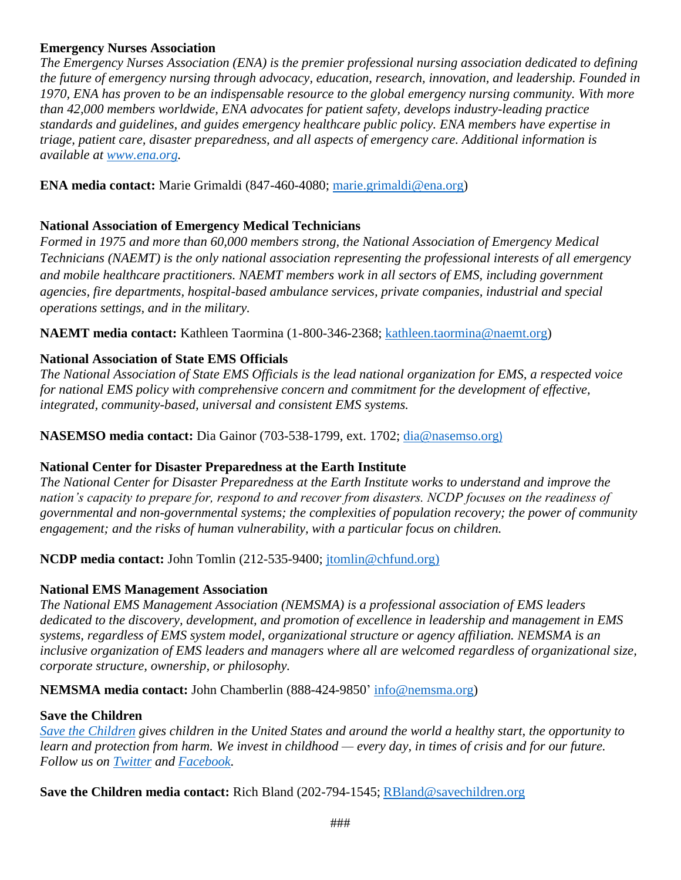**Emergency Nurses Association**

*The Emergency Nurses Association (ENA) is the premier professional nursing association dedicated to defining the future of emergency nursing through advocacy, education, research, innovation, and leadership. Founded in 1970, ENA has proven to be an indispensable resource to the global emergency nursing community. With more than 42,000 members worldwide, ENA advocates for patient safety, develops industry-leading practice standards and guidelines, and guides emergency healthcare public policy. ENA members have expertise in triage, patient care, disaster preparedness, and all aspects of emergency care. Additional information is available at www.ena.org.*

**ENA media contact:** Marie Grimaldi (847-460-4080; marie.grimaldi@ena.org)

**National Association of Emergency Medical Technicians**

*Formed in 1975 and more than 60,000 members strong, the National Association of Emergency Medical Technicians (NAEMT) is the only national association representing the professional interests of all emergency and mobile healthcare practitioners. NAEMT members work in all sectors of EMS, including government agencies, fire departments, hospital-based ambulance services, private companies, industrial and special operations settings, and in the military.*

**NAEMT media contact:** Kathleen Taormina (1-800-346-2368; kathleen.taormina@naemt.org)

**National Association of State EMS Officials**

*The National Association of State EMS Officials is the lead national organization for EMS, a respected voice for national EMS policy with comprehensive concern and commitment for the development of effective, integrated, community-based, universal and consistent EMS systems.*

**NASEMSO media contact:** Dia Gainor (703-538-1799, ext. 1702; dia@nasemso.org)

**National Center for Disaster Preparedness at the Earth Institute**

*The National Center for Disaster Preparedness at the Earth Institute works to understand and improve the nation's capacity to prepare for, respond to and recover from disasters. NCDP focuses on the readiness of governmental and non-governmental systems; the complexities of population recovery; the power of community engagement; and the risks of human vulnerability, with a particular focus on children.*

**NCDP media contact:** John Tomlin (212-535-9400; jtomlin@chfund.org)

**National EMS Management Association**

*The National EMS Management Association (NEMSMA) is a professional association of EMS leaders dedicated to the discovery, development, and promotion of excellence in leadership and management in EMS systems, regardless of EMS system model, organizational structure or agency affiliation. NEMSMA is an inclusive organization of EMS leaders and managers where all are welcomed regardless of organizational size, corporate structure, ownership, or philosophy.*

**NEMSMA media contact:** John Chamberlin (888-424-9850' info@nemsma.org)

**Save the Children**

*Save the Children gives children in the United States and around the world a healthy start, the opportunity to learn and protection from harm. We invest in childhood — every day, in times of crisis and for our future. Follow us on Twitter and Facebook.*

**Save the Children media contact:** Rich Bland (202-794-1545; RBland@savechildren.org

###